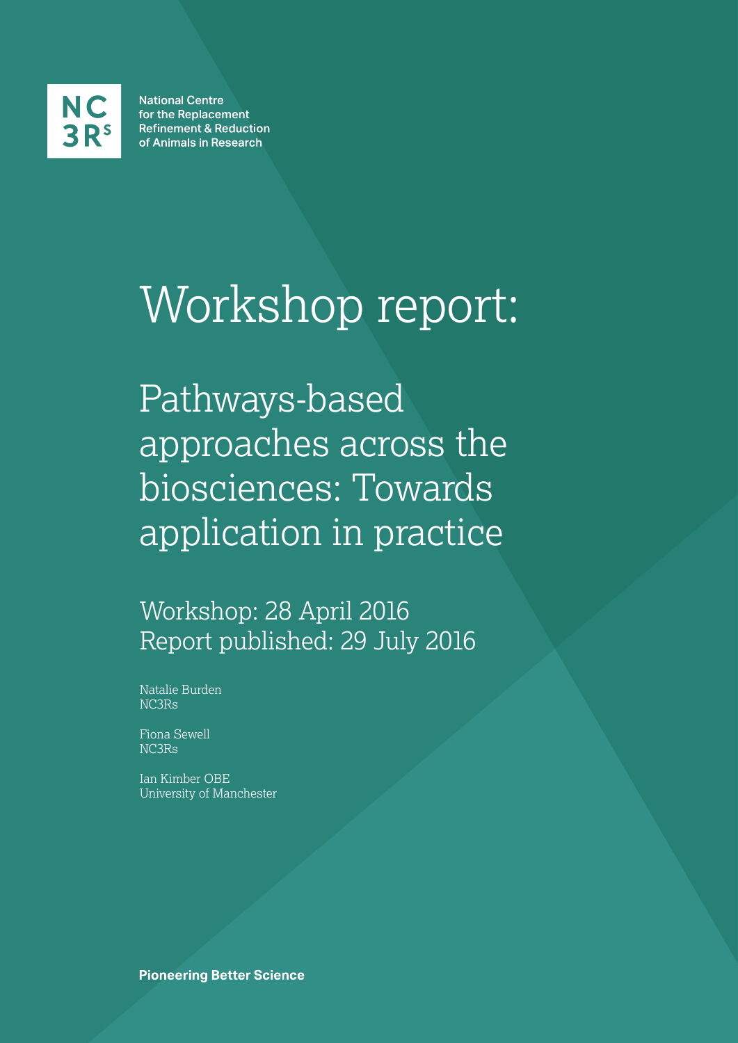NC3Rs

National Centre for the Replacement Refinement & Reduction of Animals in Research

# Workshop report:

## Pathways-based approaches across the biosciences: Towards application in practice

Workshop: 28 April 2016
Report published: 29 July 2016

Natalie Burden
NC3Rs

Fiona Sewell
NC3Rs

Ian Kimber OBE
University of Manchester

**Pioneering Better Science**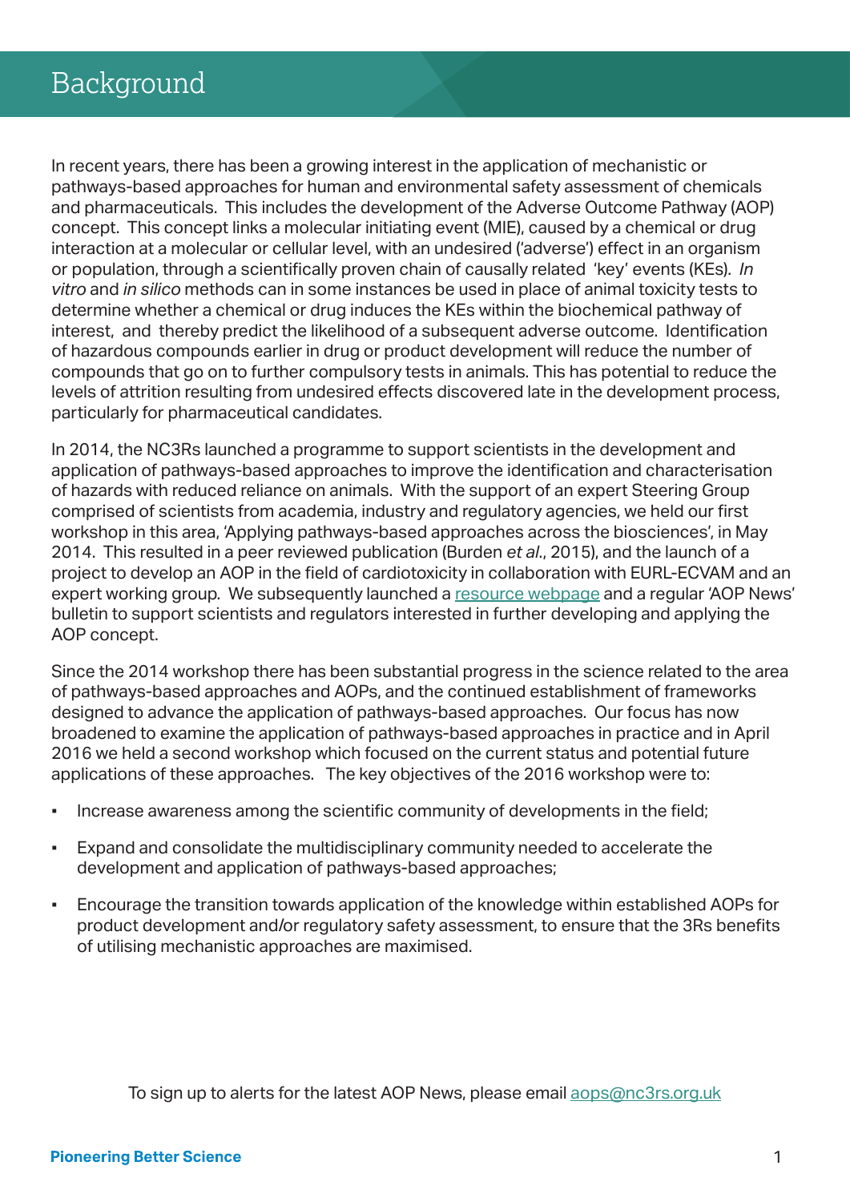# Background

In recent years, there has been a growing interest in the application of mechanistic or pathways-based approaches for human and environmental safety assessment of chemicals and pharmaceuticals. This includes the development of the Adverse Outcome Pathway (AOP) concept. This concept links a molecular initiating event (MIE), caused by a chemical or drug interaction at a molecular or cellular level, with an undesired ('adverse') effect in an organism or population, through a scientifically proven chain of causally related 'key' events (KEs). *In vitro* and *in silico* methods can in some instances be used in place of animal toxicity tests to determine whether a chemical or drug induces the KEs within the biochemical pathway of interest, and thereby predict the likelihood of a subsequent adverse outcome. Identification of hazardous compounds earlier in drug or product development will reduce the number of compounds that go on to further compulsory tests in animals. This has potential to reduce the levels of attrition resulting from undesired effects discovered late in the development process, particularly for pharmaceutical candidates.

In 2014, the NC3Rs launched a programme to support scientists in the development and application of pathways-based approaches to improve the identification and characterisation of hazards with reduced reliance on animals. With the support of an expert Steering Group comprised of scientists from academia, industry and regulatory agencies, we held our first workshop in this area, 'Applying pathways-based approaches across the biosciences', in May 2014. This resulted in a peer reviewed publication (Burden *et al.*, 2015), and the launch of a project to develop an AOP in the field of cardiotoxicity in collaboration with EURL-ECVAM and an expert working group. We subsequently launched a resource webpage and a regular 'AOP News' bulletin to support scientists and regulators interested in further developing and applying the AOP concept.

Since the 2014 workshop there has been substantial progress in the science related to the area of pathways-based approaches and AOPs, and the continued establishment of frameworks designed to advance the application of pathways-based approaches. Our focus has now broadened to examine the application of pathways-based approaches in practice and in April 2016 we held a second workshop which focused on the current status and potential future applications of these approaches. The key objectives of the 2016 workshop were to:

- Increase awareness among the scientific community of developments in the field;
- Expand and consolidate the multidisciplinary community needed to accelerate the development and application of pathways-based approaches;
- Encourage the transition towards application of the knowledge within established AOPs for product development and/or regulatory safety assessment, to ensure that the 3Rs benefits of utilising mechanistic approaches are maximised.

To sign up to alerts for the latest AOP News, please email aops@nc3rs.org.uk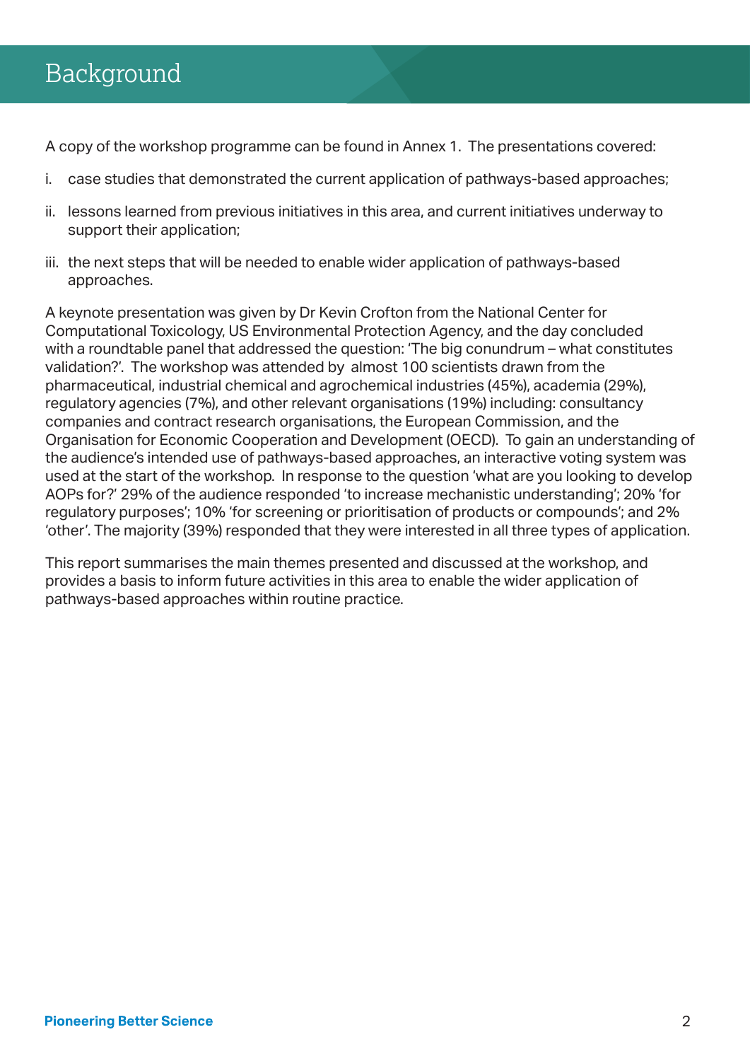# Background

A copy of the workshop programme can be found in Annex 1. The presentations covered:

i. case studies that demonstrated the current application of pathways-based approaches;

ii. lessons learned from previous initiatives in this area, and current initiatives underway to support their application;

iii. the next steps that will be needed to enable wider application of pathways-based approaches.

A keynote presentation was given by Dr Kevin Crofton from the National Center for Computational Toxicology, US Environmental Protection Agency, and the day concluded with a roundtable panel that addressed the question: 'The big conundrum – what constitutes validation?'. The workshop was attended by almost 100 scientists drawn from the pharmaceutical, industrial chemical and agrochemical industries (45%), academia (29%), regulatory agencies (7%), and other relevant organisations (19%) including: consultancy companies and contract research organisations, the European Commission, and the Organisation for Economic Cooperation and Development (OECD). To gain an understanding of the audience's intended use of pathways-based approaches, an interactive voting system was used at the start of the workshop. In response to the question 'what are you looking to develop AOPs for?' 29% of the audience responded 'to increase mechanistic understanding'; 20% 'for regulatory purposes'; 10% 'for screening or prioritisation of products or compounds'; and 2% 'other'. The majority (39%) responded that they were interested in all three types of application.

This report summarises the main themes presented and discussed at the workshop, and provides a basis to inform future activities in this area to enable the wider application of pathways-based approaches within routine practice.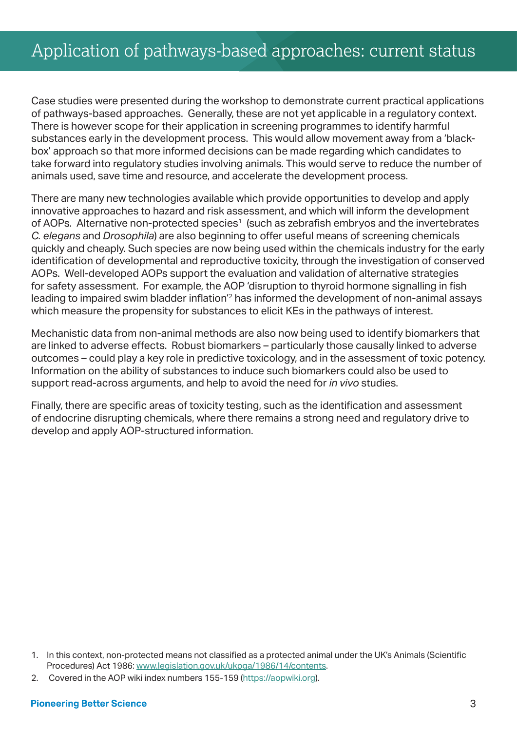# Application of pathways-based approaches: current status

Case studies were presented during the workshop to demonstrate current practical applications of pathways-based approaches. Generally, these are not yet applicable in a regulatory context. There is however scope for their application in screening programmes to identify harmful substances early in the development process. This would allow movement away from a 'black-box' approach so that more informed decisions can be made regarding which candidates to take forward into regulatory studies involving animals. This would serve to reduce the number of animals used, save time and resource, and accelerate the development process.

There are many new technologies available which provide opportunities to develop and apply innovative approaches to hazard and risk assessment, and which will inform the development of AOPs. Alternative non-protected species[1] (such as zebrafish embryos and the invertebrates *C. elegans* and *Drosophila*) are also beginning to offer useful means of screening chemicals quickly and cheaply. Such species are now being used within the chemicals industry for the early identification of developmental and reproductive toxicity, through the investigation of conserved AOPs. Well-developed AOPs support the evaluation and validation of alternative strategies for safety assessment. For example, the AOP 'disruption to thyroid hormone signalling in fish leading to impaired swim bladder inflation'[2] has informed the development of non-animal assays which measure the propensity for substances to elicit KEs in the pathways of interest.

Mechanistic data from non-animal methods are also now being used to identify biomarkers that are linked to adverse effects. Robust biomarkers – particularly those causally linked to adverse outcomes – could play a key role in predictive toxicology, and in the assessment of toxic potency. Information on the ability of substances to induce such biomarkers could also be used to support read-across arguments, and help to avoid the need for *in vivo* studies.

Finally, there are specific areas of toxicity testing, such as the identification and assessment of endocrine disrupting chemicals, where there remains a strong need and regulatory drive to develop and apply AOP-structured information.

1. In this context, non-protected means not classified as a protected animal under the UK's Animals (Scientific Procedures) Act 1986: www.legislation.gov.uk/ukpga/1986/14/contents.
2. Covered in the AOP wiki index numbers 155-159 (https://aopwiki.org).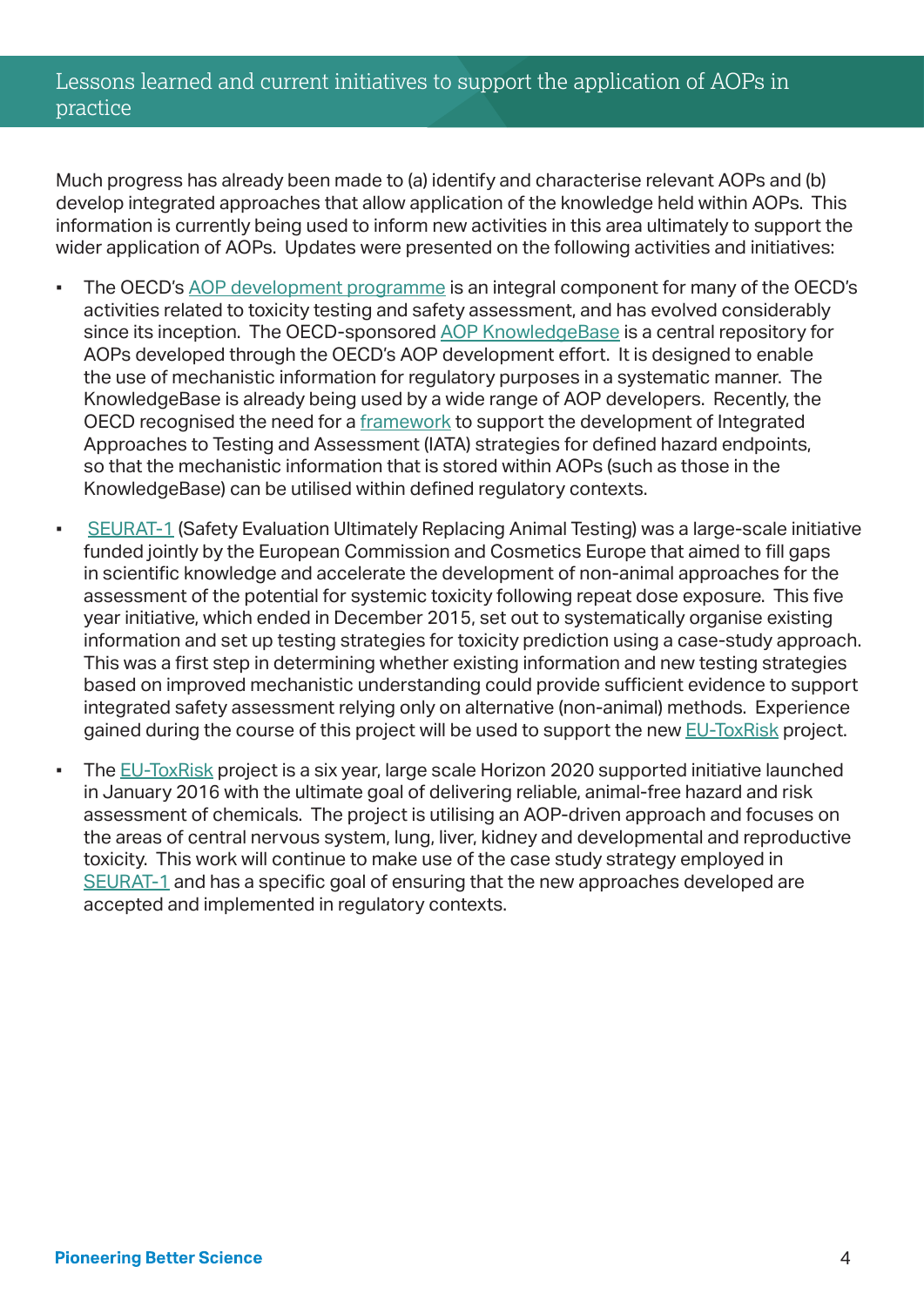## Lessons learned and current initiatives to support the application of AOPs in practice

Much progress has already been made to (a) identify and characterise relevant AOPs and (b) develop integrated approaches that allow application of the knowledge held within AOPs. This information is currently being used to inform new activities in this area ultimately to support the wider application of AOPs. Updates were presented on the following activities and initiatives:

- The OECD's AOP development programme is an integral component for many of the OECD's activities related to toxicity testing and safety assessment, and has evolved considerably since its inception. The OECD-sponsored AOP KnowledgeBase is a central repository for AOPs developed through the OECD's AOP development effort. It is designed to enable the use of mechanistic information for regulatory purposes in a systematic manner. The KnowledgeBase is already being used by a wide range of AOP developers. Recently, the OECD recognised the need for a framework to support the development of Integrated Approaches to Testing and Assessment (IATA) strategies for defined hazard endpoints, so that the mechanistic information that is stored within AOPs (such as those in the KnowledgeBase) can be utilised within defined regulatory contexts.
- SEURAT-1 (Safety Evaluation Ultimately Replacing Animal Testing) was a large-scale initiative funded jointly by the European Commission and Cosmetics Europe that aimed to fill gaps in scientific knowledge and accelerate the development of non-animal approaches for the assessment of the potential for systemic toxicity following repeat dose exposure. This five year initiative, which ended in December 2015, set out to systematically organise existing information and set up testing strategies for toxicity prediction using a case-study approach. This was a first step in determining whether existing information and new testing strategies based on improved mechanistic understanding could provide sufficient evidence to support integrated safety assessment relying only on alternative (non-animal) methods. Experience gained during the course of this project will be used to support the new EU-ToxRisk project.
- The EU-ToxRisk project is a six year, large scale Horizon 2020 supported initiative launched in January 2016 with the ultimate goal of delivering reliable, animal-free hazard and risk assessment of chemicals. The project is utilising an AOP-driven approach and focuses on the areas of central nervous system, lung, liver, kidney and developmental and reproductive toxicity. This work will continue to make use of the case study strategy employed in SEURAT-1 and has a specific goal of ensuring that the new approaches developed are accepted and implemented in regulatory contexts.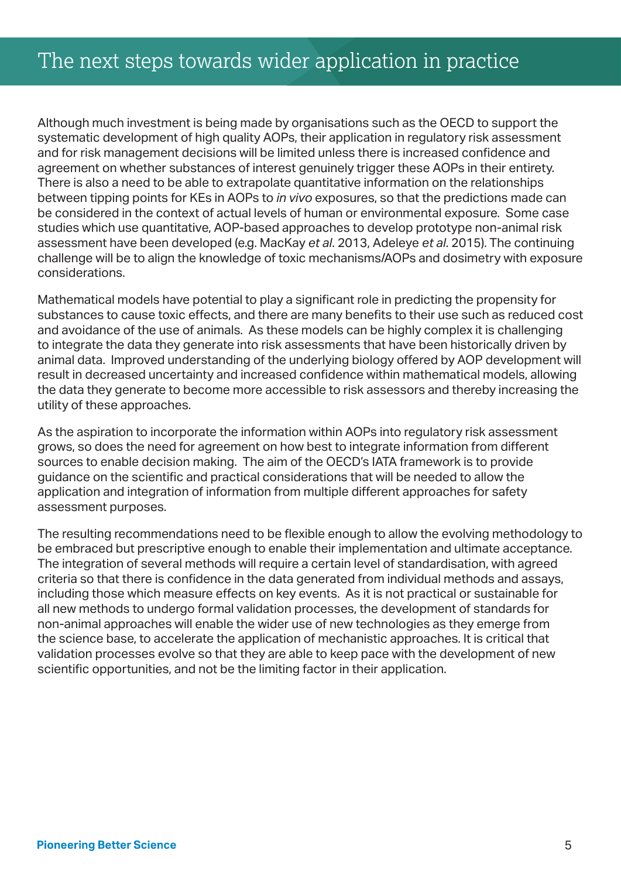# The next steps towards wider application in practice

Although much investment is being made by organisations such as the OECD to support the systematic development of high quality AOPs, their application in regulatory risk assessment and for risk management decisions will be limited unless there is increased confidence and agreement on whether substances of interest genuinely trigger these AOPs in their entirety. There is also a need to be able to extrapolate quantitative information on the relationships between tipping points for KEs in AOPs to *in vivo* exposures, so that the predictions made can be considered in the context of actual levels of human or environmental exposure. Some case studies which use quantitative, AOP-based approaches to develop prototype non-animal risk assessment have been developed (e.g. MacKay *et al*. 2013, Adeleye *et al*. 2015). The continuing challenge will be to align the knowledge of toxic mechanisms/AOPs and dosimetry with exposure considerations.

Mathematical models have potential to play a significant role in predicting the propensity for substances to cause toxic effects, and there are many benefits to their use such as reduced cost and avoidance of the use of animals. As these models can be highly complex it is challenging to integrate the data they generate into risk assessments that have been historically driven by animal data. Improved understanding of the underlying biology offered by AOP development will result in decreased uncertainty and increased confidence within mathematical models, allowing the data they generate to become more accessible to risk assessors and thereby increasing the utility of these approaches.

As the aspiration to incorporate the information within AOPs into regulatory risk assessment grows, so does the need for agreement on how best to integrate information from different sources to enable decision making. The aim of the OECD's IATA framework is to provide guidance on the scientific and practical considerations that will be needed to allow the application and integration of information from multiple different approaches for safety assessment purposes.

The resulting recommendations need to be flexible enough to allow the evolving methodology to be embraced but prescriptive enough to enable their implementation and ultimate acceptance. The integration of several methods will require a certain level of standardisation, with agreed criteria so that there is confidence in the data generated from individual methods and assays, including those which measure effects on key events. As it is not practical or sustainable for all new methods to undergo formal validation processes, the development of standards for non-animal approaches will enable the wider use of new technologies as they emerge from the science base, to accelerate the application of mechanistic approaches. It is critical that validation processes evolve so that they are able to keep pace with the development of new scientific opportunities, and not be the limiting factor in their application.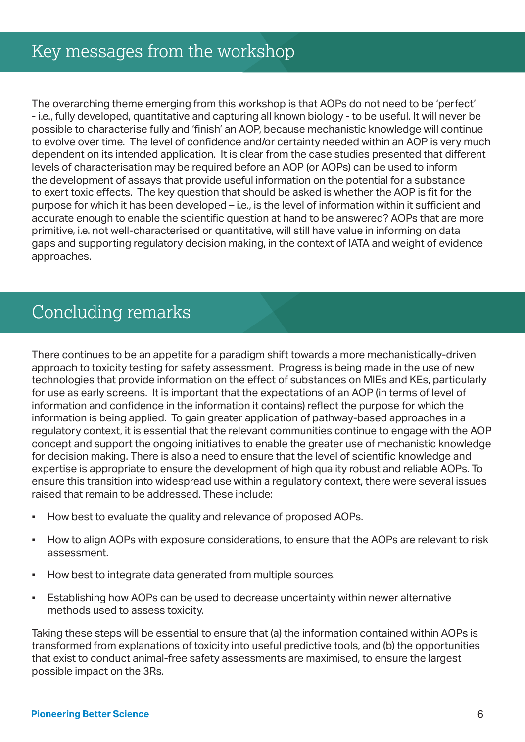## Key messages from the workshop

The overarching theme emerging from this workshop is that AOPs do not need to be 'perfect' - i.e., fully developed, quantitative and capturing all known biology - to be useful. It will never be possible to characterise fully and 'finish' an AOP, because mechanistic knowledge will continue to evolve over time. The level of confidence and/or certainty needed within an AOP is very much dependent on its intended application. It is clear from the case studies presented that different levels of characterisation may be required before an AOP (or AOPs) can be used to inform the development of assays that provide useful information on the potential for a substance to exert toxic effects. The key question that should be asked is whether the AOP is fit for the purpose for which it has been developed – i.e., is the level of information within it sufficient and accurate enough to enable the scientific question at hand to be answered? AOPs that are more primitive, i.e. not well-characterised or quantitative, will still have value in informing on data gaps and supporting regulatory decision making, in the context of IATA and weight of evidence approaches.

## Concluding remarks

There continues to be an appetite for a paradigm shift towards a more mechanistically-driven approach to toxicity testing for safety assessment. Progress is being made in the use of new technologies that provide information on the effect of substances on MIEs and KEs, particularly for use as early screens. It is important that the expectations of an AOP (in terms of level of information and confidence in the information it contains) reflect the purpose for which the information is being applied. To gain greater application of pathway-based approaches in a regulatory context, it is essential that the relevant communities continue to engage with the AOP concept and support the ongoing initiatives to enable the greater use of mechanistic knowledge for decision making. There is also a need to ensure that the level of scientific knowledge and expertise is appropriate to ensure the development of high quality robust and reliable AOPs. To ensure this transition into widespread use within a regulatory context, there were several issues raised that remain to be addressed. These include:

- How best to evaluate the quality and relevance of proposed AOPs.
- How to align AOPs with exposure considerations, to ensure that the AOPs are relevant to risk assessment.
- How best to integrate data generated from multiple sources.
- Establishing how AOPs can be used to decrease uncertainty within newer alternative methods used to assess toxicity.

Taking these steps will be essential to ensure that (a) the information contained within AOPs is transformed from explanations of toxicity into useful predictive tools, and (b) the opportunities that exist to conduct animal-free safety assessments are maximised, to ensure the largest possible impact on the 3Rs.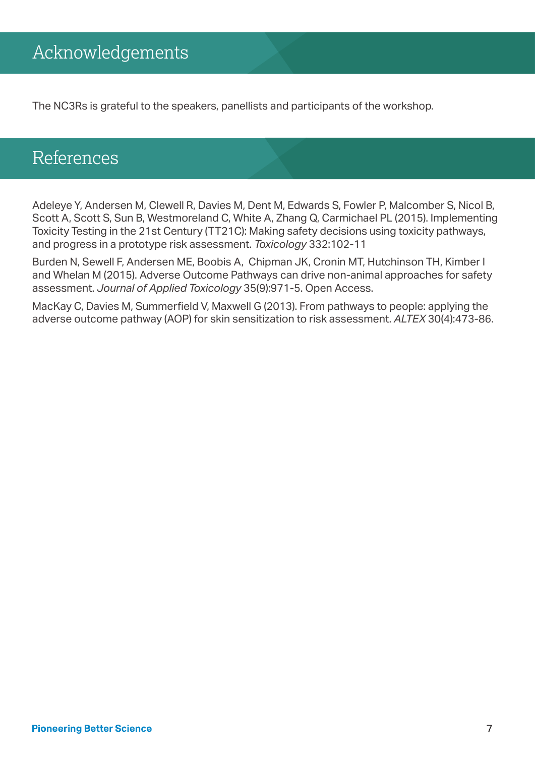# Acknowledgements

The NC3Rs is grateful to the speakers, panellists and participants of the workshop.

# References

Adeleye Y, Andersen M, Clewell R, Davies M, Dent M, Edwards S, Fowler P, Malcomber S, Nicol B, Scott A, Scott S, Sun B, Westmoreland C, White A, Zhang Q, Carmichael PL (2015). Implementing Toxicity Testing in the 21st Century (TT21C): Making safety decisions using toxicity pathways, and progress in a prototype risk assessment. *Toxicology* 332:102-11

Burden N, Sewell F, Andersen ME, Boobis A, Chipman JK, Cronin MT, Hutchinson TH, Kimber I and Whelan M (2015). Adverse Outcome Pathways can drive non-animal approaches for safety assessment. *Journal of Applied Toxicology* 35(9):971-5. Open Access.

MacKay C, Davies M, Summerfield V, Maxwell G (2013). From pathways to people: applying the adverse outcome pathway (AOP) for skin sensitization to risk assessment. *ALTEX* 30(4):473-86.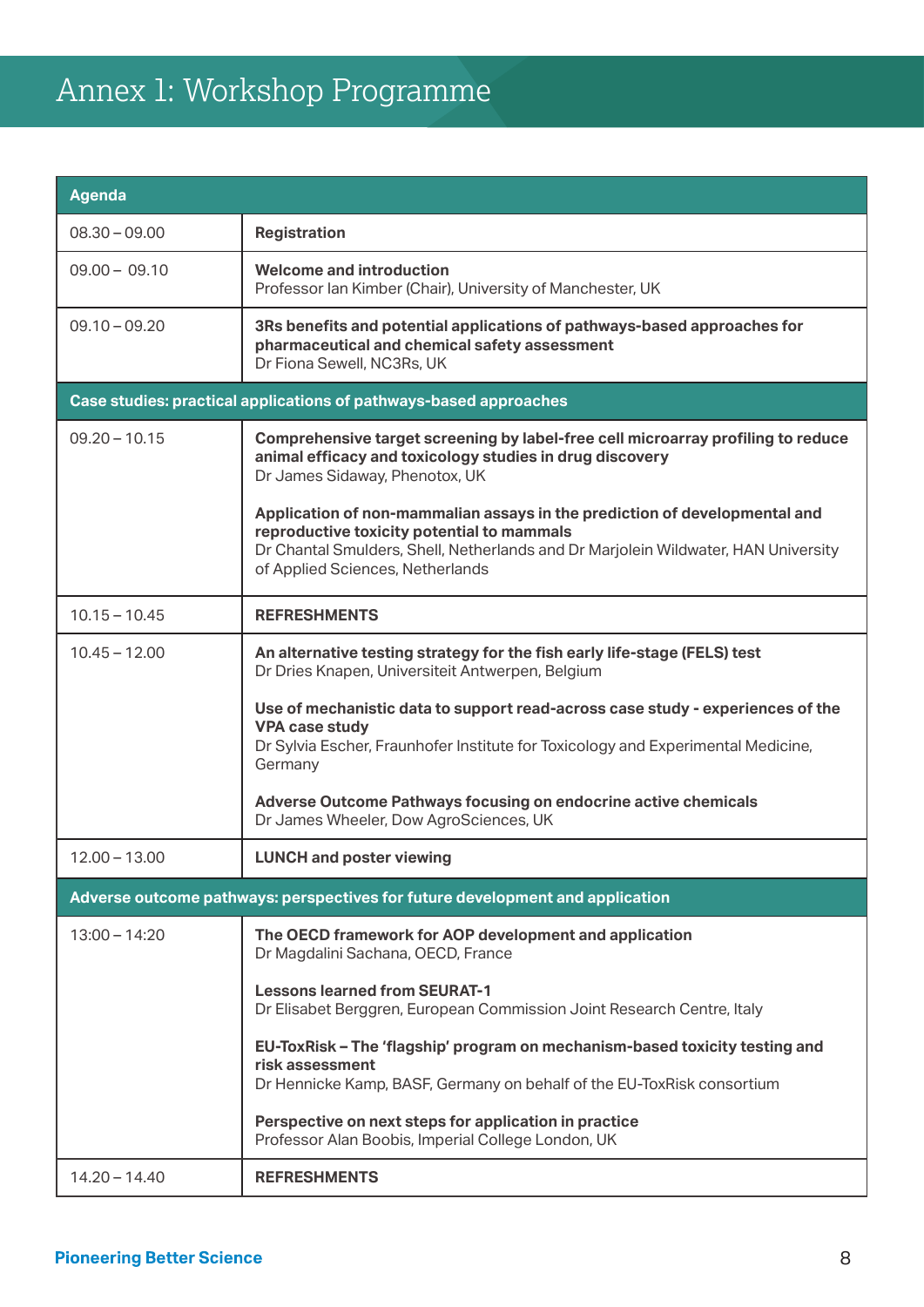# Annex 1: Workshop Programme

| Agenda | |
|---|---|
| 08.30 – 09.00 | **Registration** |
| 09.00 – 09.10 | **Welcome and introduction**<br>Professor Ian Kimber (Chair), University of Manchester, UK |
| 09.10 – 09.20 | **3Rs benefits and potential applications of pathways-based approaches for pharmaceutical and chemical safety assessment**<br>Dr Fiona Sewell, NC3Rs, UK |
| **Case studies: practical applications of pathways-based approaches** | |
| 09.20 – 10.15 | **Comprehensive target screening by label-free cell microarray profiling to reduce animal efficacy and toxicology studies in drug discovery**<br>Dr James Sidaway, Phenotox, UK<br><br>**Application of non-mammalian assays in the prediction of developmental and reproductive toxicity potential to mammals**<br>Dr Chantal Smulders, Shell, Netherlands and Dr Marjolein Wildwater, HAN University of Applied Sciences, Netherlands |
| 10.15 – 10.45 | **REFRESHMENTS** |
| 10.45 – 12.00 | **An alternative testing strategy for the fish early life-stage (FELS) test**<br>Dr Dries Knapen, Universiteit Antwerpen, Belgium<br><br>**Use of mechanistic data to support read-across case study - experiences of the VPA case study**<br>Dr Sylvia Escher, Fraunhofer Institute for Toxicology and Experimental Medicine, Germany<br><br>**Adverse Outcome Pathways focusing on endocrine active chemicals**<br>Dr James Wheeler, Dow AgroSciences, UK |
| 12.00 – 13.00 | **LUNCH and poster viewing** |
| **Adverse outcome pathways: perspectives for future development and application** | |
| 13:00 – 14:20 | **The OECD framework for AOP development and application**<br>Dr Magdalini Sachana, OECD, France<br><br>**Lessons learned from SEURAT-1**<br>Dr Elisabet Berggren, European Commission Joint Research Centre, Italy<br><br>**EU-ToxRisk – The 'flagship' program on mechanism-based toxicity testing and risk assessment**<br>Dr Hennicke Kamp, BASF, Germany on behalf of the EU-ToxRisk consortium<br><br>**Perspective on next steps for application in practice**<br>Professor Alan Boobis, Imperial College London, UK |
| 14.20 – 14.40 | **REFRESHMENTS** |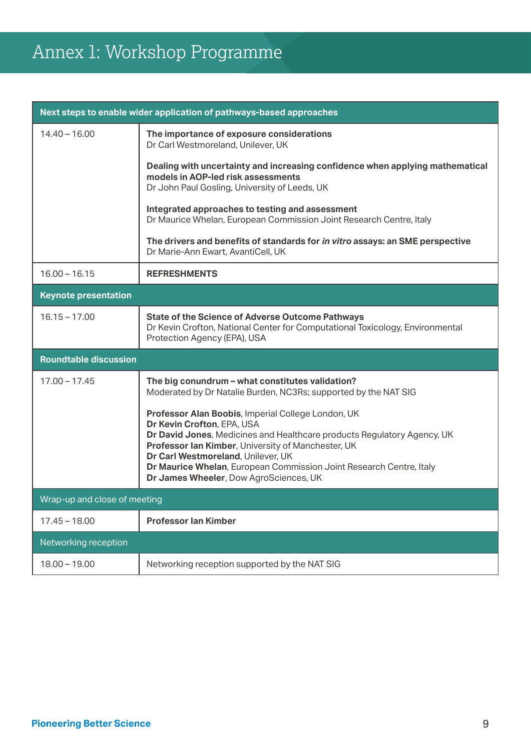# Annex 1: Workshop Programme

| | |
|---|---|
| **Next steps to enable wider application of pathways-based approaches** | |
| 14.40 – 16.00 | **The importance of exposure considerations**<br>Dr Carl Westmoreland, Unilever, UK<br><br>**Dealing with uncertainty and increasing confidence when applying mathematical models in AOP-led risk assessments**<br>Dr John Paul Gosling, University of Leeds, UK<br><br>**Integrated approaches to testing and assessment**<br>Dr Maurice Whelan, European Commission Joint Research Centre, Italy<br><br>**The drivers and benefits of standards for *in vitro* assays: an SME perspective**<br>Dr Marie-Ann Ewart, AvantiCell, UK |
| 16.00 – 16.15 | **REFRESHMENTS** |
| **Keynote presentation** | |
| 16.15 – 17.00 | **State of the Science of Adverse Outcome Pathways**<br>Dr Kevin Crofton, National Center for Computational Toxicology, Environmental Protection Agency (EPA), USA |
| **Roundtable discussion** | |
| 17.00 – 17.45 | **The big conundrum – what constitutes validation?**<br>Moderated by Dr Natalie Burden, NC3Rs; supported by the NAT SIG<br><br>**Professor Alan Boobis**, Imperial College London, UK<br>**Dr Kevin Crofton**, EPA, USA<br>**Dr David Jones**, Medicines and Healthcare products Regulatory Agency, UK<br>**Professor Ian Kimber**, University of Manchester, UK<br>**Dr Carl Westmoreland**, Unilever, UK<br>**Dr Maurice Whelan**, European Commission Joint Research Centre, Italy<br>**Dr James Wheeler**, Dow AgroSciences, UK |
| Wrap-up and close of meeting | |
| 17.45 – 18.00 | **Professor Ian Kimber** |
| Networking reception | |
| 18.00 – 19.00 | Networking reception supported by the NAT SIG |